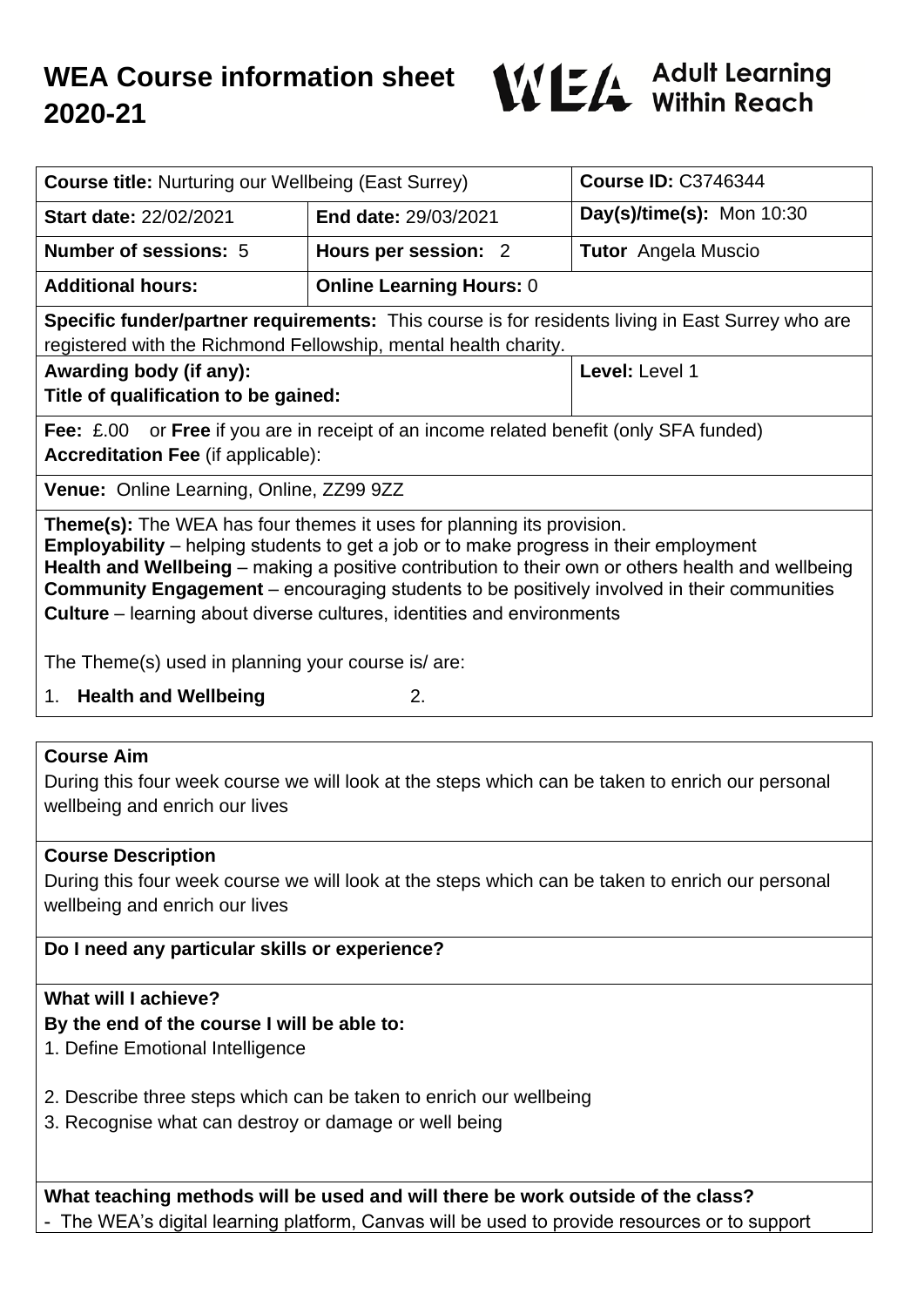# WEA Course information sheet 2020-21

WEA Adult Learning Within Reach

| **Course title:** Nurturing our Wellbeing (East Surrey) | | **Course ID:** C3746344 |
|---|---|---|
| **Start date:** 22/02/2021 | **End date:** 29/03/2021 | **Day(s)/time(s):** Mon 10:30 |
| **Number of sessions:** 5 | **Hours per session:** 2 | **Tutor** Angela Muscio |
| **Additional hours:** | **Online Learning Hours:** 0 | |
| **Specific funder/partner requirements:** This course is for residents living in East Surrey who are registered with the Richmond Fellowship, mental health charity. | | |
| **Awarding body (if any):** **Title of qualification to be gained:** | | **Level:** Level 1 |
| **Fee:** £.00 or **Free** if you are in receipt of an income related benefit (only SFA funded) **Accreditation Fee** (if applicable): | | |
| **Venue:** Online Learning, Online, ZZ99 9ZZ | | |

**Theme(s):** The WEA has four themes it uses for planning its provision.
**Employability** – helping students to get a job or to make progress in their employment
**Health and Wellbeing** – making a positive contribution to their own or others health and wellbeing
**Community Engagement** – encouraging students to be positively involved in their communities
**Culture** – learning about diverse cultures, identities and environments

The Theme(s) used in planning your course is/ are:

1. **Health and Wellbeing** 2.

**Course Aim**

During this four week course we will look at the steps which can be taken to enrich our personal wellbeing and enrich our lives

**Course Description**

During this four week course we will look at the steps which can be taken to enrich our personal wellbeing and enrich our lives

**Do I need any particular skills or experience?**

**What will I achieve?**

**By the end of the course I will be able to:**

1. Define Emotional Intelligence
2. Describe three steps which can be taken to enrich our wellbeing
3. Recognise what can destroy or damage or well being

**What teaching methods will be used and will there be work outside of the class?**

- The WEA's digital learning platform, Canvas will be used to provide resources or to support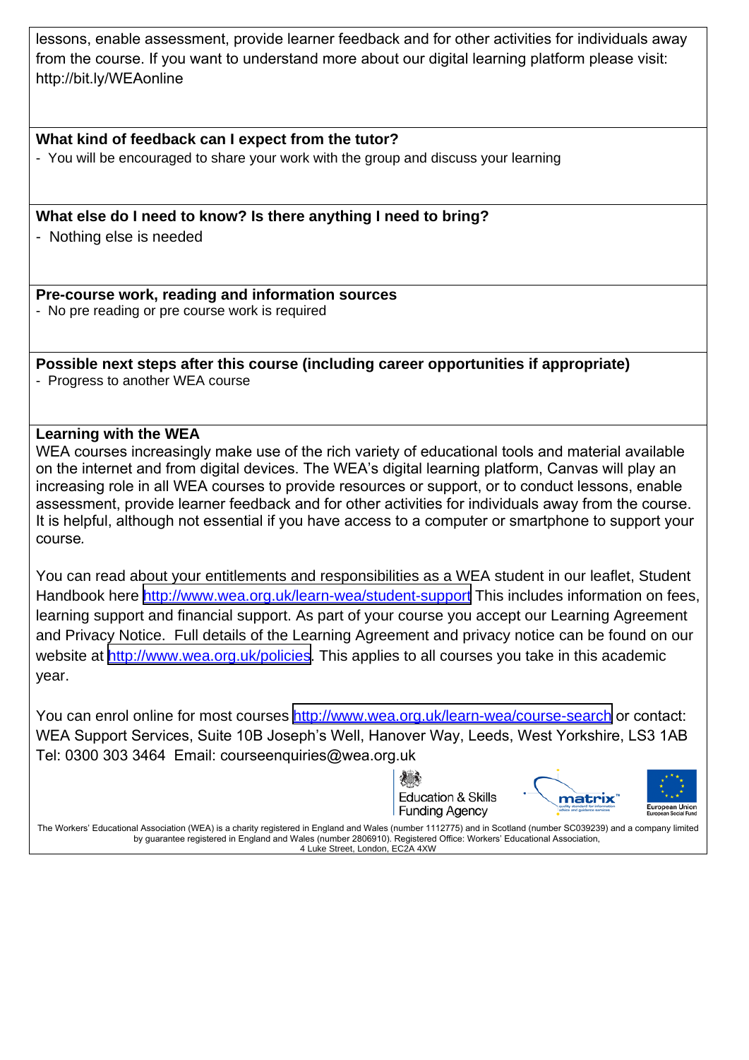lessons, enable assessment, provide learner feedback and for other activities for individuals away from the course. If you want to understand more about our digital learning platform please visit: http://bit.ly/WEAonline

**What kind of feedback can I expect from the tutor?**

- You will be encouraged to share your work with the group and discuss your learning

**What else do I need to know? Is there anything I need to bring?**

- Nothing else is needed

**Pre-course work, reading and information sources**

- No pre reading or pre course work is required

**Possible next steps after this course (including career opportunities if appropriate)**

- Progress to another WEA course

**Learning with the WEA**

WEA courses increasingly make use of the rich variety of educational tools and material available on the internet and from digital devices. The WEA's digital learning platform, Canvas will play an increasing role in all WEA courses to provide resources or support, or to conduct lessons, enable assessment, provide learner feedback and for other activities for individuals away from the course. It is helpful, although not essential if you have access to a computer or smartphone to support your course*.*

You can read about your entitlements and responsibilities as a WEA student in our leaflet, Student Handbook here http://www.wea.org.uk/learn-wea/student-support This includes information on fees, learning support and financial support. As part of your course you accept our Learning Agreement and Privacy Notice. Full details of the Learning Agreement and privacy notice can be found on our website at http://www.wea.org.uk/policies. This applies to all courses you take in this academic year.

You can enrol online for most courses http://www.wea.org.uk/learn-wea/course-search or contact: WEA Support Services, Suite 10B Joseph's Well, Hanover Way, Leeds, West Yorkshire, LS3 1AB
Tel: 0300 303 3464 Email: courseenquiries@wea.org.uk

Education & Skills Funding Agency

matrix

European Union European Social Fund

The Workers' Educational Association (WEA) is a charity registered in England and Wales (number 1112775) and in Scotland (number SC039239) and a company limited by guarantee registered in England and Wales (number 2806910). Registered Office: Workers' Educational Association, 4 Luke Street, London, EC2A 4XW